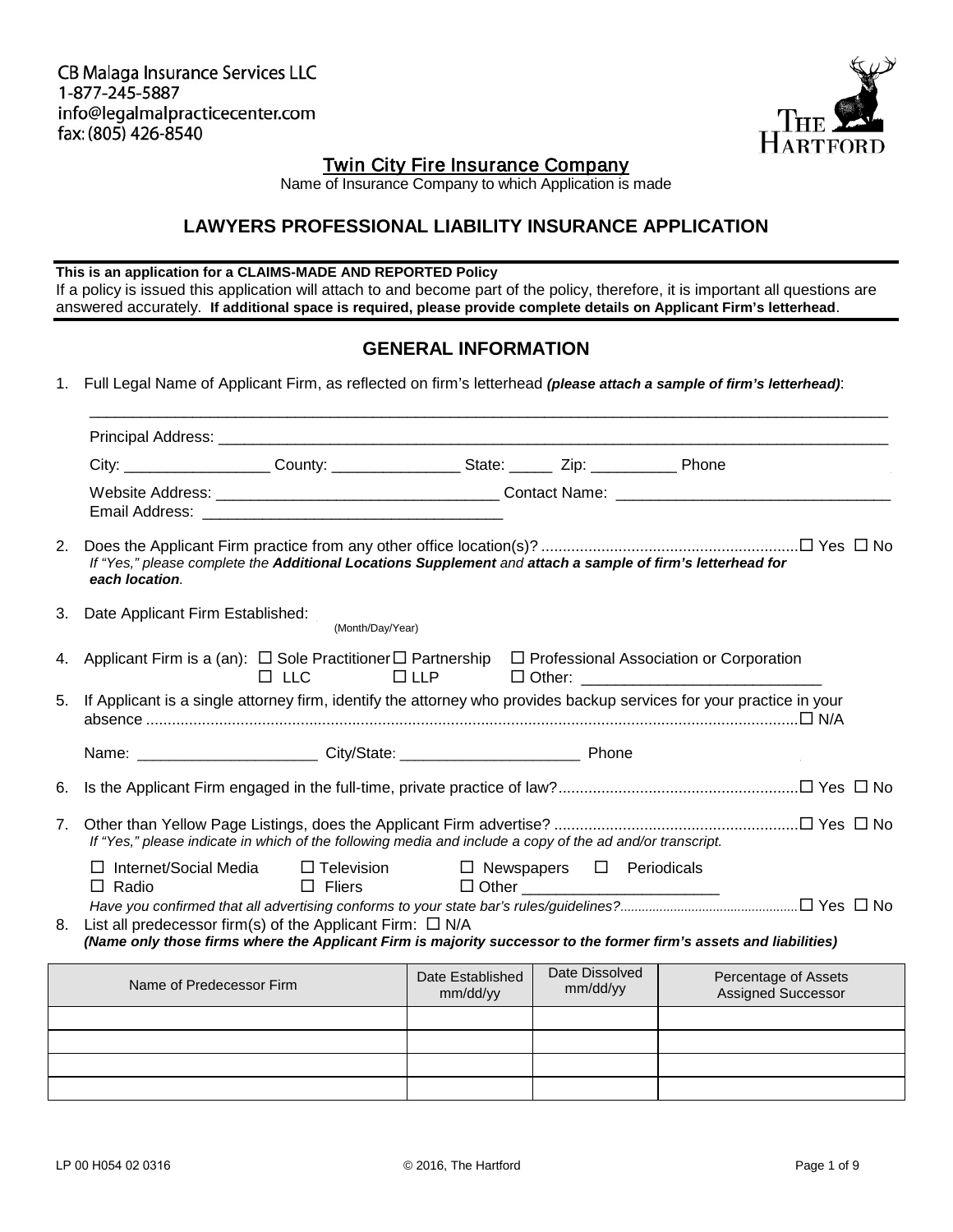CB Malaga Insurance Services LLC
1-877-245-5887
info@legalmalpracticecenter.com
fax: (805) 426-8540

Twin City Fire Insurance Company
Name of Insurance Company to which Application is made

# LAWYERS PROFESSIONAL LIABILITY INSURANCE APPLICATION

**This is an application for a CLAIMS-MADE AND REPORTED Policy**
If a policy is issued this application will attach to and become part of the policy, therefore, it is important all questions are answered accurately. **If additional space is required, please provide complete details on Applicant Firm's letterhead**.

## GENERAL INFORMATION

1. Full Legal Name of Applicant Firm, as reflected on firm's letterhead ***(please attach a sample of firm's letterhead)***:

   ______________________________________________________________________

   Principal Address: ______________________________________________________________________

   City: ________________ County: _______________ State: _____ Zip: __________ Phone

   Website Address: ________________________________ Contact Name: _______________________________
   Email Address: __________________________________

2. Does the Applicant Firm practice from any other office location(s)? ☐ Yes ☐ No
   *If "Yes," please complete the **Additional Locations Supplement** and **attach a sample of firm's letterhead for each location**.*

3. Date Applicant Firm Established:
   (Month/Day/Year)

4. Applicant Firm is a (an): ☐ Sole Practitioner ☐ Partnership ☐ Professional Association or Corporation ☐ LLC ☐ LLP ☐ Other: ___________________________

5. If Applicant is a single attorney firm, identify the attorney who provides backup services for your practice in your absence ☐ N/A

   Name: _____________________ City/State: _____________________ Phone

6. Is the Applicant Firm engaged in the full-time, private practice of law? ☐ Yes ☐ No

7. Other than Yellow Page Listings, does the Applicant Firm advertise? ☐ Yes ☐ No
   *If "Yes," please indicate in which of the following media and include a copy of the ad and/or transcript.*

   ☐ Internet/Social Media ☐ Television ☐ Newspapers ☐ Periodicals
   ☐ Radio ☐ Fliers ☐ Other ______________________

   *Have you confirmed that all advertising conforms to your state bar's rules/guidelines?* ☐ Yes ☐ No

8. List all predecessor firm(s) of the Applicant Firm: ☐ N/A
   ***(Name only those firms where the Applicant Firm is majority successor to the former firm's assets and liabilities)***

| Name of Predecessor Firm | Date Established mm/dd/yy | Date Dissolved mm/dd/yy | Percentage of Assets Assigned Successor |
|---|---|---|---|
| | | | |
| | | | |
| | | | |
| | | | |

LP 00 H054 02 0316 © 2016, The Hartford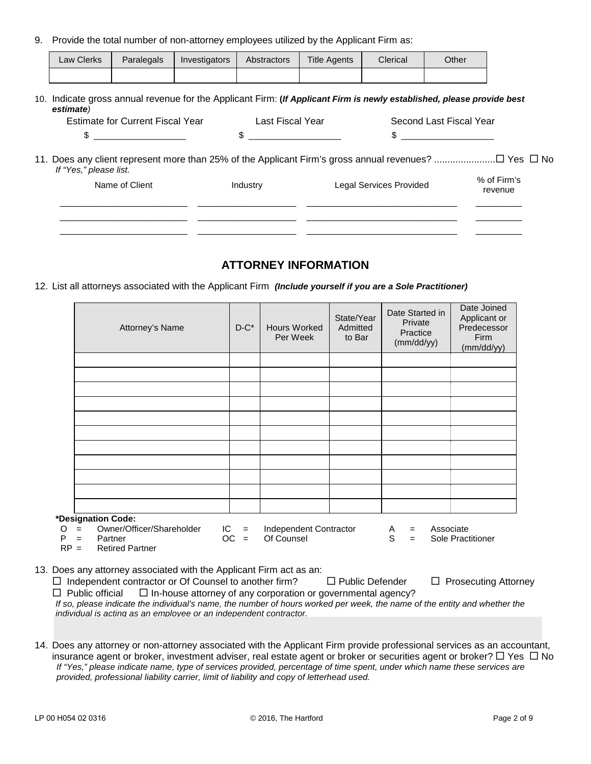9. Provide the total number of non-attorney employees utilized by the Applicant Firm as:

| Law Clerks | Paralegals | Investigators | Abstractors | Title Agents | Clerical | Other |
|---|---|---|---|---|---|---|
| | | | | | | |

10. Indicate gross annual revenue for the Applicant Firm: **(*If Applicant Firm is newly established, please provide best estimate*)**

| Estimate for Current Fiscal Year | Last Fiscal Year | Second Last Fiscal Year |
|---|---|---|
| $ __________________ | $ __________________ | $ __________________ |

11. Does any client represent more than 25% of the Applicant Firm's gross annual revenues? ....................... ☐ Yes ☐ No
*If "Yes," please list.*

| Name of Client | Industry | Legal Services Provided | % of Firm's revenue |
|---|---|---|---|
| | | | |
| | | | |
| | | | |

## ATTORNEY INFORMATION

12. List all attorneys associated with the Applicant Firm ***(Include yourself if you are a Sole Practitioner)***

| Attorney's Name | D-C* | Hours Worked Per Week | State/Year Admitted to Bar | Date Started in Private Practice (mm/dd/yy) | Date Joined Applicant or Predecessor Firm (mm/dd/yy) |
|---|---|---|---|---|---|
| | | | | | |
| | | | | | |
| | | | | | |
| | | | | | |
| | | | | | |
| | | | | | |
| | | | | | |
| | | | | | |
| | | | | | |
| | | | | | |
| | | | | | |

**\*Designation Code:**
O = Owner/Officer/Shareholder
P = Partner
RP = Retired Partner
IC = Independent Contractor
OC = Of Counsel
A = Associate
S = Sole Practitioner

13. Does any attorney associated with the Applicant Firm act as an:
☐ Independent contractor or Of Counsel to another firm? ☐ Public Defender ☐ Prosecuting Attorney
☐ Public official ☐ In-house attorney of any corporation or governmental agency?
*If so, please indicate the individual's name, the number of hours worked per week, the name of the entity and whether the individual is acting as an employee or an independent contractor.*

14. Does any attorney or non-attorney associated with the Applicant Firm provide professional services as an accountant, insurance agent or broker, investment adviser, real estate agent or broker or securities agent or broker? ☐ Yes ☐ No
*If "Yes," please indicate name, type of services provided, percentage of time spent, under which name these services are provided, professional liability carrier, limit of liability and copy of letterhead used.*

LP 00 H054 02 0316 © 2016, The Hartford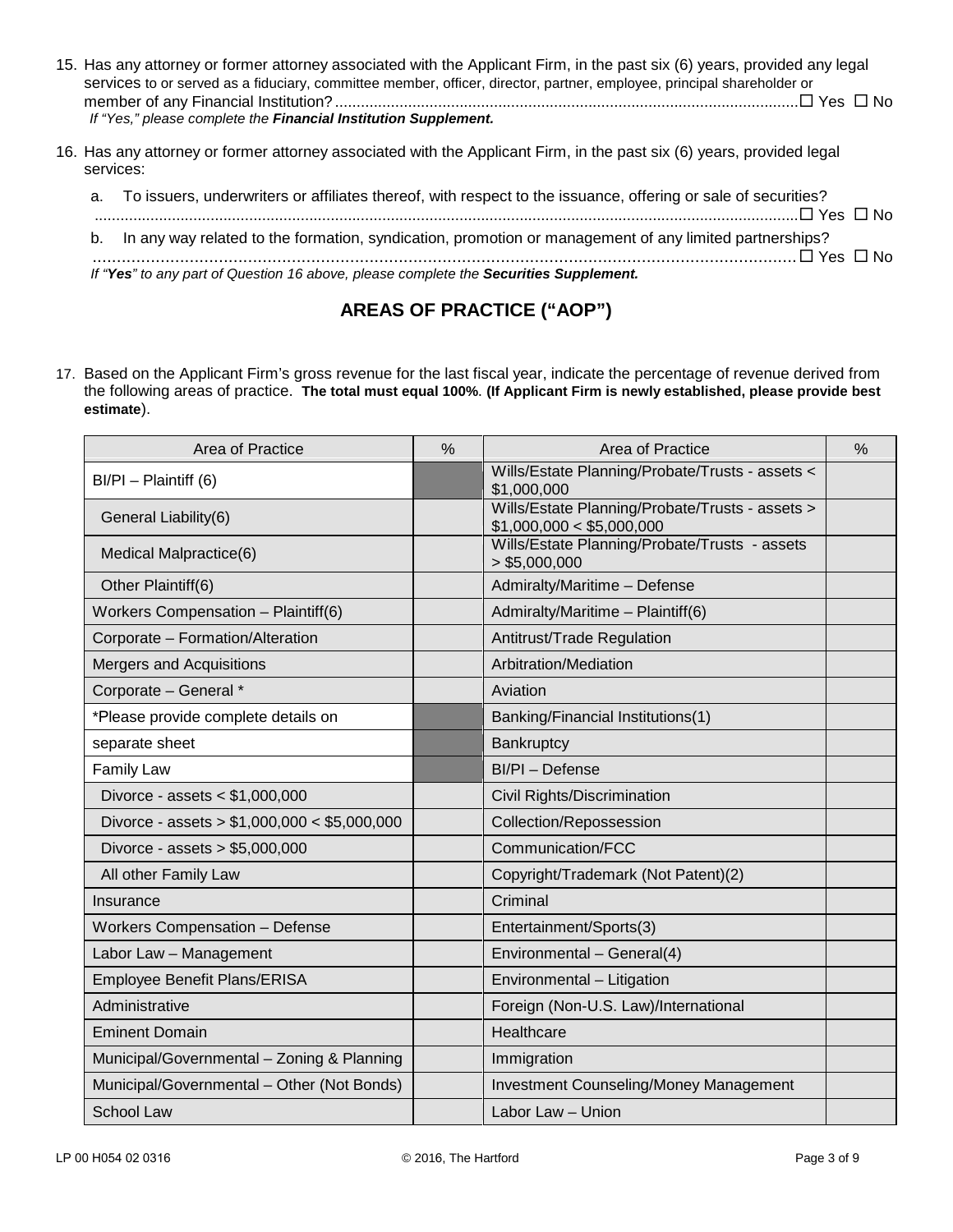15. Has any attorney or former attorney associated with the Applicant Firm, in the past six (6) years, provided any legal services to or served as a fiduciary, committee member, officer, director, partner, employee, principal shareholder or member of any Financial Institution? ☐ Yes ☐ No

    *If "Yes," please complete the* ***Financial Institution Supplement.***

16. Has any attorney or former attorney associated with the Applicant Firm, in the past six (6) years, provided legal services:

    a. To issuers, underwriters or affiliates thereof, with respect to the issuance, offering or sale of securities? ☐ Yes ☐ No

    b. In any way related to the formation, syndication, promotion or management of any limited partnerships? ☐ Yes ☐ No

    *If "****Yes****" to any part of Question 16 above, please complete the* ***Securities Supplement.***

## AREAS OF PRACTICE ("AOP")

17. Based on the Applicant Firm's gross revenue for the last fiscal year, indicate the percentage of revenue derived from the following areas of practice. **The total must equal 100%**. **(If Applicant Firm is newly established, please provide best estimate**).

| Area of Practice | % | Area of Practice | % |
|---|---|---|---|
| BI/PI – Plaintiff (6) | | Wills/Estate Planning/Probate/Trusts - assets < $1,000,000 | |
| General Liability(6) | | Wills/Estate Planning/Probate/Trusts - assets > $1,000,000 < $5,000,000 | |
| Medical Malpractice(6) | | Wills/Estate Planning/Probate/Trusts - assets > $5,000,000 | |
| Other Plaintiff(6) | | Admiralty/Maritime – Defense | |
| Workers Compensation – Plaintiff(6) | | Admiralty/Maritime – Plaintiff(6) | |
| Corporate – Formation/Alteration | | Antitrust/Trade Regulation | |
| Mergers and Acquisitions | | Arbitration/Mediation | |
| Corporate – General * | | Aviation | |
| *Please provide complete details on | | Banking/Financial Institutions(1) | |
| separate sheet | | Bankruptcy | |
| Family Law | | BI/PI – Defense | |
| Divorce - assets < $1,000,000 | | Civil Rights/Discrimination | |
| Divorce - assets > $1,000,000 < $5,000,000 | | Collection/Repossession | |
| Divorce - assets > $5,000,000 | | Communication/FCC | |
| All other Family Law | | Copyright/Trademark (Not Patent)(2) | |
| Insurance | | Criminal | |
| Workers Compensation – Defense | | Entertainment/Sports(3) | |
| Labor Law – Management | | Environmental – General(4) | |
| Employee Benefit Plans/ERISA | | Environmental – Litigation | |
| Administrative | | Foreign (Non-U.S. Law)/International | |
| Eminent Domain | | Healthcare | |
| Municipal/Governmental – Zoning & Planning | | Immigration | |
| Municipal/Governmental – Other (Not Bonds) | | Investment Counseling/Money Management | |
| School Law | | Labor Law – Union | |

LP 00 H054 02 0316 © 2016, The Hartford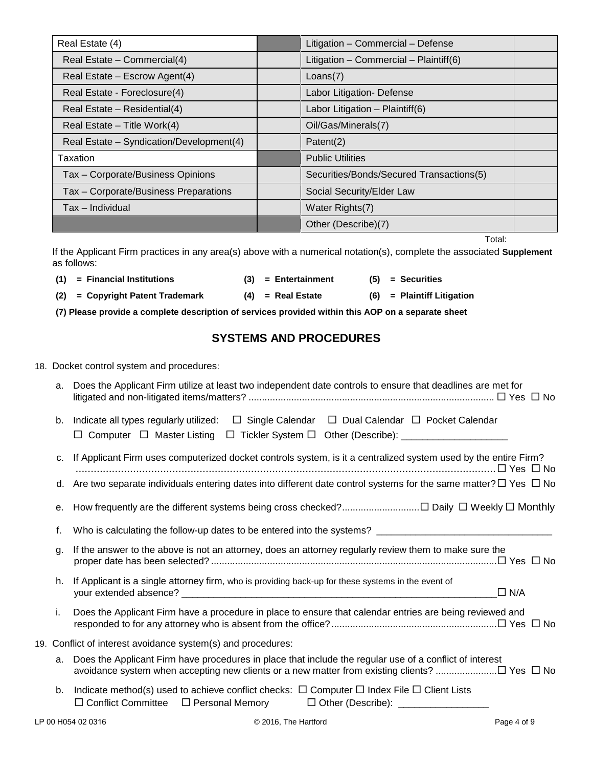| Real Estate (4) | | Litigation – Commercial – Defense | |
|---|---|---|---|
| Real Estate – Commercial(4) | | Litigation – Commercial – Plaintiff(6) | |
| Real Estate – Escrow Agent(4) | | Loans(7) | |
| Real Estate - Foreclosure(4) | | Labor Litigation- Defense | |
| Real Estate – Residential(4) | | Labor Litigation – Plaintiff(6) | |
| Real Estate – Title Work(4) | | Oil/Gas/Minerals(7) | |
| Real Estate – Syndication/Development(4) | | Patent(2) | |
| Taxation | | Public Utilities | |
| Tax – Corporate/Business Opinions | | Securities/Bonds/Secured Transactions(5) | |
| Tax – Corporate/Business Preparations | | Social Security/Elder Law | |
| Tax – Individual | | Water Rights(7) | |
| | | Other (Describe)(7) | |
| | | Total: | |

If the Applicant Firm practices in any area(s) above with a numerical notation(s), complete the associated **Supplement** as follows:

**(1) = Financial Institutions** **(3) = Entertainment** **(5) = Securities**

**(2) = Copyright Patent Trademark** **(4) = Real Estate** **(6) = Plaintiff Litigation**

**(7) Please provide a complete description of services provided within this AOP on a separate sheet**

## SYSTEMS AND PROCEDURES

18. Docket control system and procedures:

    a. Does the Applicant Firm utilize at least two independent date controls to ensure that deadlines are met for litigated and non-litigated items/matters? .......... ☐ Yes ☐ No

    b. Indicate all types regularly utilized: ☐ Single Calendar ☐ Dual Calendar ☐ Pocket Calendar ☐ Computer ☐ Master Listing ☐ Tickler System ☐ Other (Describe): ___________________

    c. If Applicant Firm uses computerized docket controls system, is it a centralized system used by the entire Firm? .......... ☐ Yes ☐ No

    d. Are two separate individuals entering dates into different date control systems for the same matter? ☐ Yes ☐ No

    e. How frequently are the different systems being cross checked?.......... ☐ Daily ☐ Weekly ☐ Monthly

    f. Who is calculating the follow-up dates to be entered into the systems? ___________________

    g. If the answer to the above is not an attorney, does an attorney regularly review them to make sure the proper date has been selected? .......... ☐ Yes ☐ No

    h. If Applicant is a single attorney firm, who is providing back-up for these systems in the event of your extended absence? ___________________ ☐ N/A

    i. Does the Applicant Firm have a procedure in place to ensure that calendar entries are being reviewed and responded to for any attorney who is absent from the office? .......... ☐ Yes ☐ No

19. Conflict of interest avoidance system(s) and procedures:

    a. Does the Applicant Firm have procedures in place that include the regular use of a conflict of interest avoidance system when accepting new clients or a new matter from existing clients? .......... ☐ Yes ☐ No

    b. Indicate method(s) used to achieve conflict checks: ☐ Computer ☐ Index File ☐ Client Lists ☐ Conflict Committee ☐ Personal Memory ☐ Other (Describe): ________________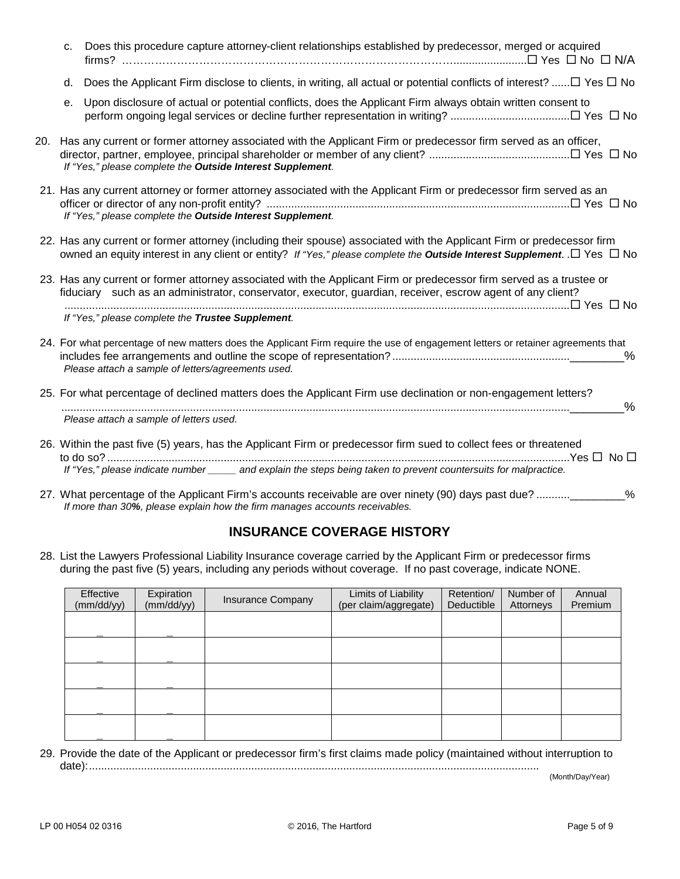c. Does this procedure capture attorney-client relationships established by predecessor, merged or acquired firms? ………………………………………………………………………………......................☐ Yes ☐ No ☐ N/A

d. Does the Applicant Firm disclose to clients, in writing, all actual or potential conflicts of interest? ......☐ Yes ☐ No

e. Upon disclosure of actual or potential conflicts, does the Applicant Firm always obtain written consent to perform ongoing legal services or decline further representation in writing? .......................................☐ Yes ☐ No

20. Has any current or former attorney associated with the Applicant Firm or predecessor firm served as an officer, director, partner, employee, principal shareholder or member of any client? .............................................☐ Yes ☐ No
*If "Yes," please complete the **Outside Interest Supplement**.*

21. Has any current attorney or former attorney associated with the Applicant Firm or predecessor firm served as an officer or director of any non-profit entity? ..................................................................................................☐ Yes ☐ No
*If "Yes," please complete the **Outside Interest Supplement**.*

22. Has any current or former attorney (including their spouse) associated with the Applicant Firm or predecessor firm owned an equity interest in any client or entity? *If "Yes," please complete the **Outside Interest Supplement**.* .☐ Yes ☐ No

23. Has any current or former attorney associated with the Applicant Firm or predecessor firm served as a trustee or fiduciary such as an administrator, conservator, executor, guardian, receiver, escrow agent of any client? ....................................................................................................................................................☐ Yes ☐ No
*If "Yes," please complete the **Trustee Supplement**.*

24. For what percentage of new matters does the Applicant Firm require the use of engagement letters or retainer agreements that includes fee arrangements and outline the scope of representation? ..........................................................________%
*Please attach a sample of letters/agreements used.*

25. For what percentage of declined matters does the Applicant Firm use declination or non-engagement letters? ....................................................................................................................................................________%
*Please attach a sample of letters used.*

26. Within the past five (5) years, has the Applicant Firm or predecessor firm sued to collect fees or threatened to do so? .......................................................................................................................................Yes ☐ No ☐
*If "Yes," please indicate number _____ and explain the steps being taken to prevent countersuits for malpractice.*

27. What percentage of the Applicant Firm's accounts receivable are over ninety (90) days past due? ...........________%
*If more than 30**%**, please explain how the firm manages accounts receivables.*

## INSURANCE COVERAGE HISTORY

28. List the Lawyers Professional Liability Insurance coverage carried by the Applicant Firm or predecessor firms during the past five (5) years, including any periods without coverage. If no past coverage, indicate NONE.

| Effective (mm/dd/yy) | Expiration (mm/dd/yy) | Insurance Company | Limits of Liability (per claim/aggregate) | Retention/ Deductible | Number of Attorneys | Annual Premium |
|---|---|---|---|---|---|---|
| | | | | | | |
| | | | | | | |
| | | | | | | |
| | | | | | | |
| | | | | | | |

29. Provide the date of the Applicant or predecessor firm's first claims made policy (maintained without interruption to date):..................................................................................................................................................
(Month/Day/Year)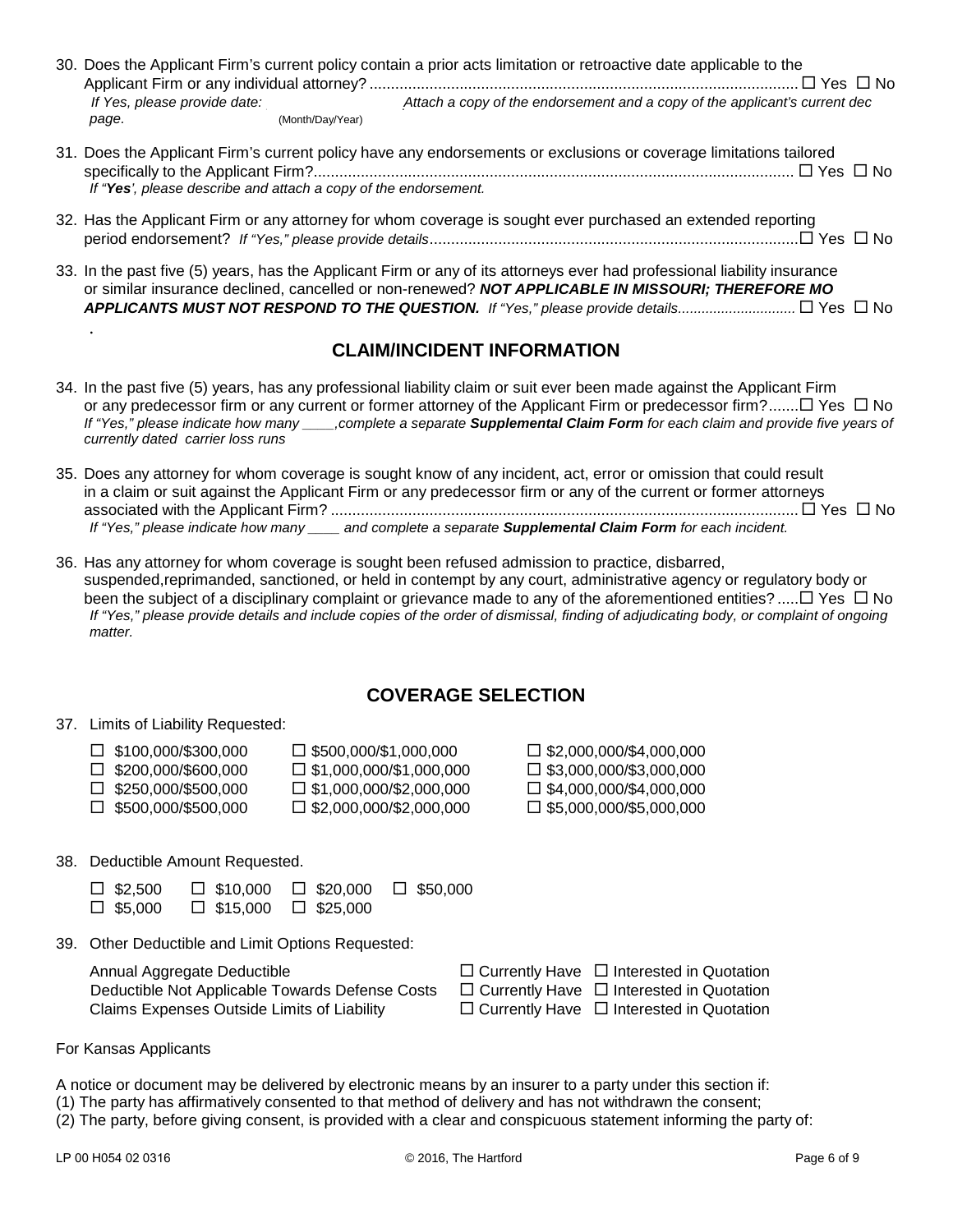30. Does the Applicant Firm's current policy contain a prior acts limitation or retroactive date applicable to the Applicant Firm or any individual attorney? .................................................................................................... ☐ Yes ☐ No
 *If Yes, please provide date:* __________ (Month/Day/Year) *Attach a copy of the endorsement and a copy of the applicant's current dec page.*

31. Does the Applicant Firm's current policy have any endorsements or exclusions or coverage limitations tailored specifically to the Applicant Firm?................................................................................................................ ☐ Yes ☐ No
 *If "**Yes**', please describe and attach a copy of the endorsement.*

32. Has the Applicant Firm or any attorney for whom coverage is sought ever purchased an extended reporting period endorsement? *If "Yes," please provide details*.....................................................................................☐ Yes ☐ No

33. In the past five (5) years, has the Applicant Firm or any of its attorneys ever had professional liability insurance or similar insurance declined, cancelled or non-renewed? ***NOT APPLICABLE IN MISSOURI; THEREFORE MO APPLICANTS MUST NOT RESPOND TO THE QUESTION.*** *If "Yes," please provide details*............................. ☐ Yes ☐ No

.

## CLAIM/INCIDENT INFORMATION

34. In the past five (5) years, has any professional liability claim or suit ever been made against the Applicant Firm or any predecessor firm or any current or former attorney of the Applicant Firm or predecessor firm?.......☐ Yes ☐ No
 *If "Yes," please indicate how many ____,complete a separate **Supplemental Claim Form** for each claim and provide five years of currently dated carrier loss runs*

35. Does any attorney for whom coverage is sought know of any incident, act, error or omission that could result in a claim or suit against the Applicant Firm or any predecessor firm or any of the current or former attorneys associated with the Applicant Firm? ............................................................................................................. ☐ Yes ☐ No
 *If "Yes," please indicate how many ____ and complete a separate **Supplemental Claim Form** for each incident.*

36. Has any attorney for whom coverage is sought been refused admission to practice, disbarred, suspended,reprimanded, sanctioned, or held in contempt by any court, administrative agency or regulatory body or been the subject of a disciplinary complaint or grievance made to any of the aforementioned entities? .....☐ Yes ☐ No
 *If "Yes," please provide details and include copies of the order of dismissal, finding of adjudicating body, or complaint of ongoing matter.*

## COVERAGE SELECTION

37. Limits of Liability Requested:

| | | |
|---|---|---|
| ☐ $100,000/$300,000 | ☐ $500,000/$1,000,000 | ☐ $2,000,000/$4,000,000 |
| ☐ $200,000/$600,000 | ☐ $1,000,000/$1,000,000 | ☐ $3,000,000/$3,000,000 |
| ☐ $250,000/$500,000 | ☐ $1,000,000/$2,000,000 | ☐ $4,000,000/$4,000,000 |
| ☐ $500,000/$500,000 | ☐ $2,000,000/$2,000,000 | ☐ $5,000,000/$5,000,000 |

38. Deductible Amount Requested.

| | | | |
|---|---|---|---|
| ☐ $2,500 | ☐ $10,000 | ☐ $20,000 | ☐ $50,000 |
| ☐ $5,000 | ☐ $15,000 | ☐ $25,000 | |

39. Other Deductible and Limit Options Requested:

| | | |
|---|---|---|
| Annual Aggregate Deductible | ☐ Currently Have | ☐ Interested in Quotation |
| Deductible Not Applicable Towards Defense Costs | ☐ Currently Have | ☐ Interested in Quotation |
| Claims Expenses Outside Limits of Liability | ☐ Currently Have | ☐ Interested in Quotation |

For Kansas Applicants

A notice or document may be delivered by electronic means by an insurer to a party under this section if:
(1) The party has affirmatively consented to that method of delivery and has not withdrawn the consent;
(2) The party, before giving consent, is provided with a clear and conspicuous statement informing the party of: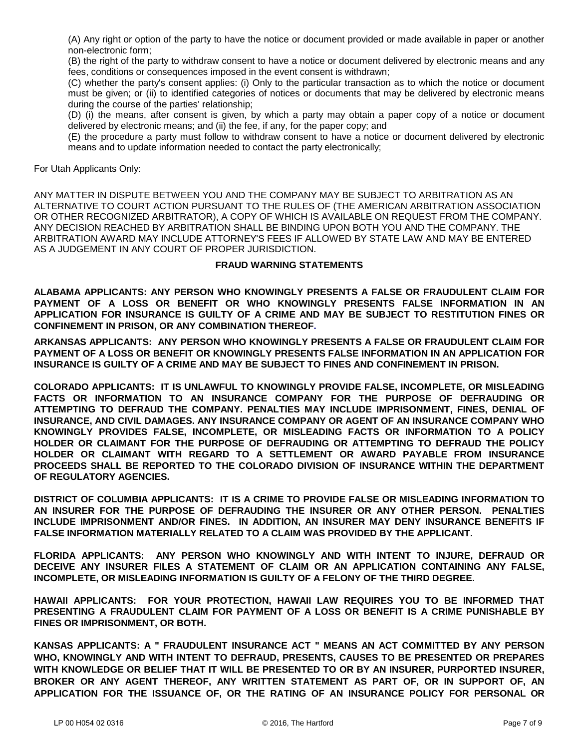(A) Any right or option of the party to have the notice or document provided or made available in paper or another non-electronic form;

(B) the right of the party to withdraw consent to have a notice or document delivered by electronic means and any fees, conditions or consequences imposed in the event consent is withdrawn;

(C) whether the party's consent applies: (i) Only to the particular transaction as to which the notice or document must be given; or (ii) to identified categories of notices or documents that may be delivered by electronic means during the course of the parties' relationship;

(D) (i) the means, after consent is given, by which a party may obtain a paper copy of a notice or document delivered by electronic means; and (ii) the fee, if any, for the paper copy; and

(E) the procedure a party must follow to withdraw consent to have a notice or document delivered by electronic means and to update information needed to contact the party electronically;

For Utah Applicants Only:

ANY MATTER IN DISPUTE BETWEEN YOU AND THE COMPANY MAY BE SUBJECT TO ARBITRATION AS AN ALTERNATIVE TO COURT ACTION PURSUANT TO THE RULES OF (THE AMERICAN ARBITRATION ASSOCIATION OR OTHER RECOGNIZED ARBITRATOR), A COPY OF WHICH IS AVAILABLE ON REQUEST FROM THE COMPANY. ANY DECISION REACHED BY ARBITRATION SHALL BE BINDING UPON BOTH YOU AND THE COMPANY. THE ARBITRATION AWARD MAY INCLUDE ATTORNEY'S FEES IF ALLOWED BY STATE LAW AND MAY BE ENTERED AS A JUDGEMENT IN ANY COURT OF PROPER JURISDICTION.

**FRAUD WARNING STATEMENTS**

**ALABAMA APPLICANTS: ANY PERSON WHO KNOWINGLY PRESENTS A FALSE OR FRAUDULENT CLAIM FOR PAYMENT OF A LOSS OR BENEFIT OR WHO KNOWINGLY PRESENTS FALSE INFORMATION IN AN APPLICATION FOR INSURANCE IS GUILTY OF A CRIME AND MAY BE SUBJECT TO RESTITUTION FINES OR CONFINEMENT IN PRISON, OR ANY COMBINATION THEREOF.**

**ARKANSAS APPLICANTS: ANY PERSON WHO KNOWINGLY PRESENTS A FALSE OR FRAUDULENT CLAIM FOR PAYMENT OF A LOSS OR BENEFIT OR KNOWINGLY PRESENTS FALSE INFORMATION IN AN APPLICATION FOR INSURANCE IS GUILTY OF A CRIME AND MAY BE SUBJECT TO FINES AND CONFINEMENT IN PRISON.**

**COLORADO APPLICANTS: IT IS UNLAWFUL TO KNOWINGLY PROVIDE FALSE, INCOMPLETE, OR MISLEADING FACTS OR INFORMATION TO AN INSURANCE COMPANY FOR THE PURPOSE OF DEFRAUDING OR ATTEMPTING TO DEFRAUD THE COMPANY. PENALTIES MAY INCLUDE IMPRISONMENT, FINES, DENIAL OF INSURANCE, AND CIVIL DAMAGES. ANY INSURANCE COMPANY OR AGENT OF AN INSURANCE COMPANY WHO KNOWINGLY PROVIDES FALSE, INCOMPLETE, OR MISLEADING FACTS OR INFORMATION TO A POLICY HOLDER OR CLAIMANT FOR THE PURPOSE OF DEFRAUDING OR ATTEMPTING TO DEFRAUD THE POLICY HOLDER OR CLAIMANT WITH REGARD TO A SETTLEMENT OR AWARD PAYABLE FROM INSURANCE PROCEEDS SHALL BE REPORTED TO THE COLORADO DIVISION OF INSURANCE WITHIN THE DEPARTMENT OF REGULATORY AGENCIES.**

**DISTRICT OF COLUMBIA APPLICANTS: IT IS A CRIME TO PROVIDE FALSE OR MISLEADING INFORMATION TO AN INSURER FOR THE PURPOSE OF DEFRAUDING THE INSURER OR ANY OTHER PERSON. PENALTIES INCLUDE IMPRISONMENT AND/OR FINES. IN ADDITION, AN INSURER MAY DENY INSURANCE BENEFITS IF FALSE INFORMATION MATERIALLY RELATED TO A CLAIM WAS PROVIDED BY THE APPLICANT.**

**FLORIDA APPLICANTS: ANY PERSON WHO KNOWINGLY AND WITH INTENT TO INJURE, DEFRAUD OR DECEIVE ANY INSURER FILES A STATEMENT OF CLAIM OR AN APPLICATION CONTAINING ANY FALSE, INCOMPLETE, OR MISLEADING INFORMATION IS GUILTY OF A FELONY OF THE THIRD DEGREE.**

**HAWAII APPLICANTS: FOR YOUR PROTECTION, HAWAII LAW REQUIRES YOU TO BE INFORMED THAT PRESENTING A FRAUDULENT CLAIM FOR PAYMENT OF A LOSS OR BENEFIT IS A CRIME PUNISHABLE BY FINES OR IMPRISONMENT, OR BOTH.**

**KANSAS APPLICANTS: A " FRAUDULENT INSURANCE ACT " MEANS AN ACT COMMITTED BY ANY PERSON WHO, KNOWINGLY AND WITH INTENT TO DEFRAUD, PRESENTS, CAUSES TO BE PRESENTED OR PREPARES WITH KNOWLEDGE OR BELIEF THAT IT WILL BE PRESENTED TO OR BY AN INSURER, PURPORTED INSURER, BROKER OR ANY AGENT THEREOF, ANY WRITTEN STATEMENT AS PART OF, OR IN SUPPORT OF, AN APPLICATION FOR THE ISSUANCE OF, OR THE RATING OF AN INSURANCE POLICY FOR PERSONAL OR**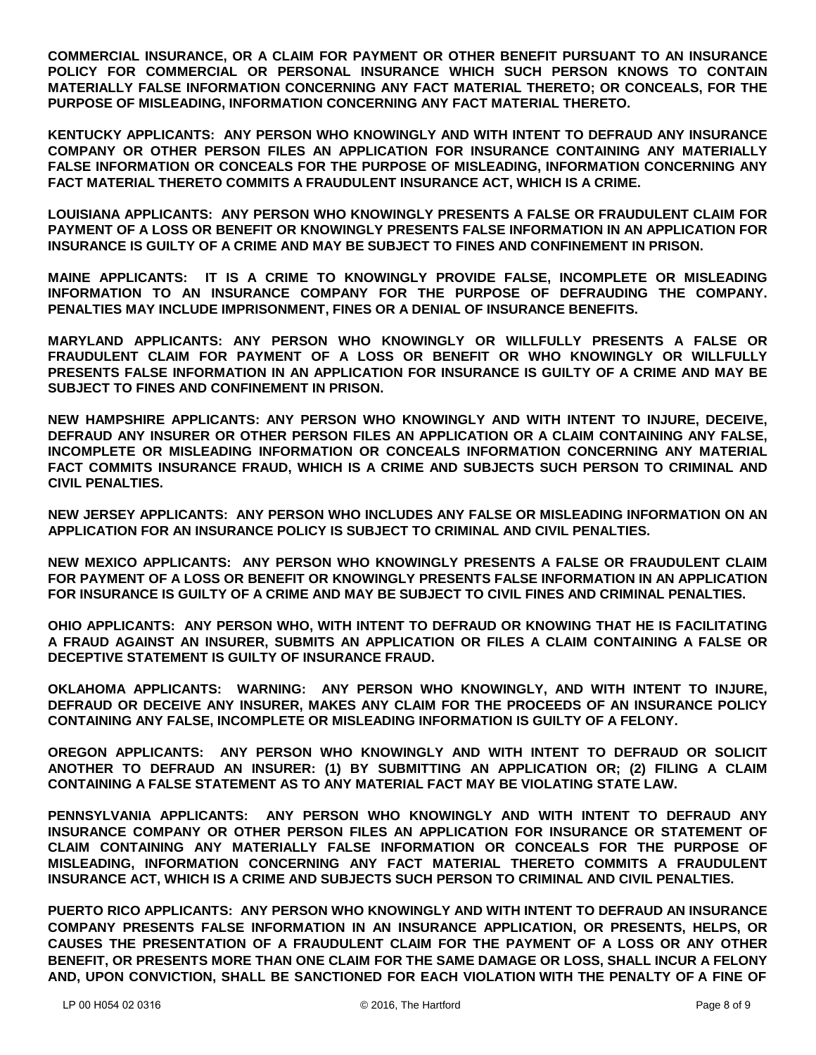**COMMERCIAL INSURANCE, OR A CLAIM FOR PAYMENT OR OTHER BENEFIT PURSUANT TO AN INSURANCE POLICY FOR COMMERCIAL OR PERSONAL INSURANCE WHICH SUCH PERSON KNOWS TO CONTAIN MATERIALLY FALSE INFORMATION CONCERNING ANY FACT MATERIAL THERETO; OR CONCEALS, FOR THE PURPOSE OF MISLEADING, INFORMATION CONCERNING ANY FACT MATERIAL THERETO.**

**KENTUCKY APPLICANTS: ANY PERSON WHO KNOWINGLY AND WITH INTENT TO DEFRAUD ANY INSURANCE COMPANY OR OTHER PERSON FILES AN APPLICATION FOR INSURANCE CONTAINING ANY MATERIALLY FALSE INFORMATION OR CONCEALS FOR THE PURPOSE OF MISLEADING, INFORMATION CONCERNING ANY FACT MATERIAL THERETO COMMITS A FRAUDULENT INSURANCE ACT, WHICH IS A CRIME.**

**LOUISIANA APPLICANTS: ANY PERSON WHO KNOWINGLY PRESENTS A FALSE OR FRAUDULENT CLAIM FOR PAYMENT OF A LOSS OR BENEFIT OR KNOWINGLY PRESENTS FALSE INFORMATION IN AN APPLICATION FOR INSURANCE IS GUILTY OF A CRIME AND MAY BE SUBJECT TO FINES AND CONFINEMENT IN PRISON.**

**MAINE APPLICANTS: IT IS A CRIME TO KNOWINGLY PROVIDE FALSE, INCOMPLETE OR MISLEADING INFORMATION TO AN INSURANCE COMPANY FOR THE PURPOSE OF DEFRAUDING THE COMPANY. PENALTIES MAY INCLUDE IMPRISONMENT, FINES OR A DENIAL OF INSURANCE BENEFITS.**

**MARYLAND APPLICANTS: ANY PERSON WHO KNOWINGLY OR WILLFULLY PRESENTS A FALSE OR FRAUDULENT CLAIM FOR PAYMENT OF A LOSS OR BENEFIT OR WHO KNOWINGLY OR WILLFULLY PRESENTS FALSE INFORMATION IN AN APPLICATION FOR INSURANCE IS GUILTY OF A CRIME AND MAY BE SUBJECT TO FINES AND CONFINEMENT IN PRISON.**

**NEW HAMPSHIRE APPLICANTS: ANY PERSON WHO KNOWINGLY AND WITH INTENT TO INJURE, DECEIVE, DEFRAUD ANY INSURER OR OTHER PERSON FILES AN APPLICATION OR A CLAIM CONTAINING ANY FALSE, INCOMPLETE OR MISLEADING INFORMATION OR CONCEALS INFORMATION CONCERNING ANY MATERIAL FACT COMMITS INSURANCE FRAUD, WHICH IS A CRIME AND SUBJECTS SUCH PERSON TO CRIMINAL AND CIVIL PENALTIES.**

**NEW JERSEY APPLICANTS: ANY PERSON WHO INCLUDES ANY FALSE OR MISLEADING INFORMATION ON AN APPLICATION FOR AN INSURANCE POLICY IS SUBJECT TO CRIMINAL AND CIVIL PENALTIES.**

**NEW MEXICO APPLICANTS: ANY PERSON WHO KNOWINGLY PRESENTS A FALSE OR FRAUDULENT CLAIM FOR PAYMENT OF A LOSS OR BENEFIT OR KNOWINGLY PRESENTS FALSE INFORMATION IN AN APPLICATION FOR INSURANCE IS GUILTY OF A CRIME AND MAY BE SUBJECT TO CIVIL FINES AND CRIMINAL PENALTIES.**

**OHIO APPLICANTS: ANY PERSON WHO, WITH INTENT TO DEFRAUD OR KNOWING THAT HE IS FACILITATING A FRAUD AGAINST AN INSURER, SUBMITS AN APPLICATION OR FILES A CLAIM CONTAINING A FALSE OR DECEPTIVE STATEMENT IS GUILTY OF INSURANCE FRAUD.**

**OKLAHOMA APPLICANTS: WARNING: ANY PERSON WHO KNOWINGLY, AND WITH INTENT TO INJURE, DEFRAUD OR DECEIVE ANY INSURER, MAKES ANY CLAIM FOR THE PROCEEDS OF AN INSURANCE POLICY CONTAINING ANY FALSE, INCOMPLETE OR MISLEADING INFORMATION IS GUILTY OF A FELONY.**

**OREGON APPLICANTS: ANY PERSON WHO KNOWINGLY AND WITH INTENT TO DEFRAUD OR SOLICIT ANOTHER TO DEFRAUD AN INSURER: (1) BY SUBMITTING AN APPLICATION OR; (2) FILING A CLAIM CONTAINING A FALSE STATEMENT AS TO ANY MATERIAL FACT MAY BE VIOLATING STATE LAW.**

**PENNSYLVANIA APPLICANTS: ANY PERSON WHO KNOWINGLY AND WITH INTENT TO DEFRAUD ANY INSURANCE COMPANY OR OTHER PERSON FILES AN APPLICATION FOR INSURANCE OR STATEMENT OF CLAIM CONTAINING ANY MATERIALLY FALSE INFORMATION OR CONCEALS FOR THE PURPOSE OF MISLEADING, INFORMATION CONCERNING ANY FACT MATERIAL THERETO COMMITS A FRAUDULENT INSURANCE ACT, WHICH IS A CRIME AND SUBJECTS SUCH PERSON TO CRIMINAL AND CIVIL PENALTIES.**

**PUERTO RICO APPLICANTS: ANY PERSON WHO KNOWINGLY AND WITH INTENT TO DEFRAUD AN INSURANCE COMPANY PRESENTS FALSE INFORMATION IN AN INSURANCE APPLICATION, OR PRESENTS, HELPS, OR CAUSES THE PRESENTATION OF A FRAUDULENT CLAIM FOR THE PAYMENT OF A LOSS OR ANY OTHER BENEFIT, OR PRESENTS MORE THAN ONE CLAIM FOR THE SAME DAMAGE OR LOSS, SHALL INCUR A FELONY AND, UPON CONVICTION, SHALL BE SANCTIONED FOR EACH VIOLATION WITH THE PENALTY OF A FINE OF**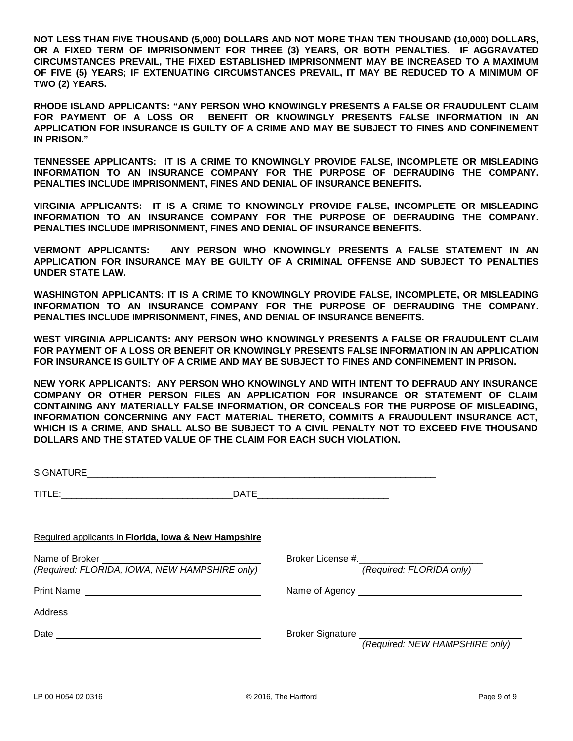**NOT LESS THAN FIVE THOUSAND (5,000) DOLLARS AND NOT MORE THAN TEN THOUSAND (10,000) DOLLARS, OR A FIXED TERM OF IMPRISONMENT FOR THREE (3) YEARS, OR BOTH PENALTIES. IF AGGRAVATED CIRCUMSTANCES PREVAIL, THE FIXED ESTABLISHED IMPRISONMENT MAY BE INCREASED TO A MAXIMUM OF FIVE (5) YEARS; IF EXTENUATING CIRCUMSTANCES PREVAIL, IT MAY BE REDUCED TO A MINIMUM OF TWO (2) YEARS.**

**RHODE ISLAND APPLICANTS: "ANY PERSON WHO KNOWINGLY PRESENTS A FALSE OR FRAUDULENT CLAIM FOR PAYMENT OF A LOSS OR BENEFIT OR KNOWINGLY PRESENTS FALSE INFORMATION IN AN APPLICATION FOR INSURANCE IS GUILTY OF A CRIME AND MAY BE SUBJECT TO FINES AND CONFINEMENT IN PRISON."**

**TENNESSEE APPLICANTS: IT IS A CRIME TO KNOWINGLY PROVIDE FALSE, INCOMPLETE OR MISLEADING INFORMATION TO AN INSURANCE COMPANY FOR THE PURPOSE OF DEFRAUDING THE COMPANY. PENALTIES INCLUDE IMPRISONMENT, FINES AND DENIAL OF INSURANCE BENEFITS.**

**VIRGINIA APPLICANTS: IT IS A CRIME TO KNOWINGLY PROVIDE FALSE, INCOMPLETE OR MISLEADING INFORMATION TO AN INSURANCE COMPANY FOR THE PURPOSE OF DEFRAUDING THE COMPANY. PENALTIES INCLUDE IMPRISONMENT, FINES AND DENIAL OF INSURANCE BENEFITS.**

**VERMONT APPLICANTS: ANY PERSON WHO KNOWINGLY PRESENTS A FALSE STATEMENT IN AN APPLICATION FOR INSURANCE MAY BE GUILTY OF A CRIMINAL OFFENSE AND SUBJECT TO PENALTIES UNDER STATE LAW.**

**WASHINGTON APPLICANTS: IT IS A CRIME TO KNOWINGLY PROVIDE FALSE, INCOMPLETE, OR MISLEADING INFORMATION TO AN INSURANCE COMPANY FOR THE PURPOSE OF DEFRAUDING THE COMPANY. PENALTIES INCLUDE IMPRISONMENT, FINES, AND DENIAL OF INSURANCE BENEFITS.**

**WEST VIRGINIA APPLICANTS: ANY PERSON WHO KNOWINGLY PRESENTS A FALSE OR FRAUDULENT CLAIM FOR PAYMENT OF A LOSS OR BENEFIT OR KNOWINGLY PRESENTS FALSE INFORMATION IN AN APPLICATION FOR INSURANCE IS GUILTY OF A CRIME AND MAY BE SUBJECT TO FINES AND CONFINEMENT IN PRISON.**

**NEW YORK APPLICANTS: ANY PERSON WHO KNOWINGLY AND WITH INTENT TO DEFRAUD ANY INSURANCE COMPANY OR OTHER PERSON FILES AN APPLICATION FOR INSURANCE OR STATEMENT OF CLAIM CONTAINING ANY MATERIALLY FALSE INFORMATION, OR CONCEALS FOR THE PURPOSE OF MISLEADING, INFORMATION CONCERNING ANY FACT MATERIAL THERETO, COMMITS A FRAUDULENT INSURANCE ACT, WHICH IS A CRIME, AND SHALL ALSO BE SUBJECT TO A CIVIL PENALTY NOT TO EXCEED FIVE THOUSAND DOLLARS AND THE STATED VALUE OF THE CLAIM FOR EACH SUCH VIOLATION.**

SIGNATURE_______________________________________________________________________

TITLE:__________________________________DATE_________________________

Required applicants in **Florida, Iowa & New Hampshire**

Name of Broker ______________________________
*(Required: FLORIDA, IOWA, NEW HAMPSHIRE only)*

Broker License #.________________________
*(Required: FLORIDA only)*

Print Name ______________________________

Name of Agency ______________________________

Address ______________________________

______________________________

Date ______________________________

Broker Signature ______________________________
*(Required: NEW HAMPSHIRE only)*

LP 00 H054 02 0316

© 2016, The Hartford